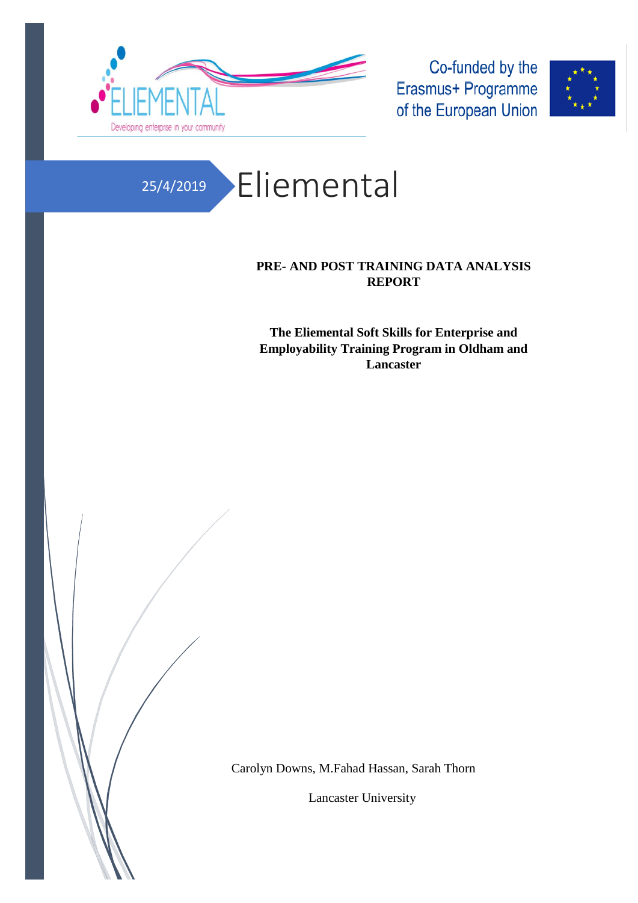ELIEMENTAL

Developing enterprise in your community

Co-funded by the Erasmus+ Programme of the European Union

25/4/2019

# Eliemental

**PRE- AND POST TRAINING DATA ANALYSIS REPORT**

**The Eliemental Soft Skills for Enterprise and Employability Training Program in Oldham and Lancaster**

Carolyn Downs, M.Fahad Hassan, Sarah Thorn

Lancaster University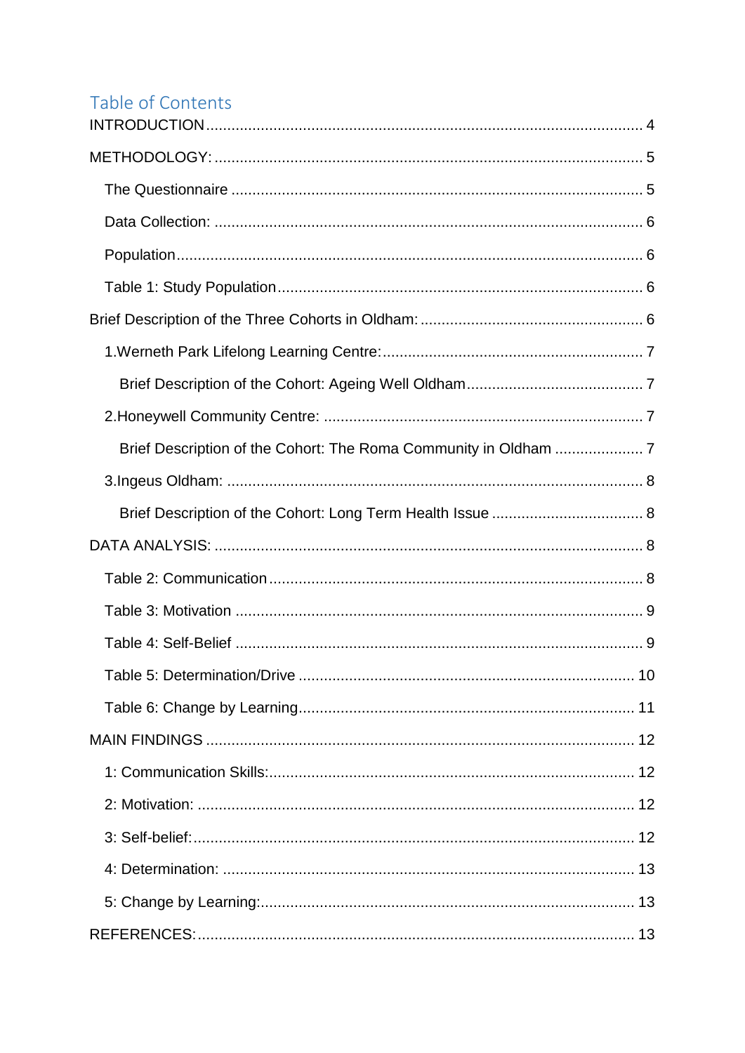# Table of Contents

INTRODUCTION ..................................................................................................... 4

METHODOLOGY: ................................................................................................... 5

- The Questionnaire ............................................................................................ 5
- Data Collection: ................................................................................................ 6
- Population ........................................................................................................ 6
- Table 1: Study Population ................................................................................ 6

Brief Description of the Three Cohorts in Oldham: ................................................ 6

- 1.Werneth Park Lifelong Learning Centre: ........................................................ 7
  - Brief Description of the Cohort: Ageing Well Oldham ................................... 7
- 2.Honeywell Community Centre: ....................................................................... 7
  - Brief Description of the Cohort: The Roma Community in Oldham ............... 7
- 3.Ingeus Oldham: .............................................................................................. 8
  - Brief Description of the Cohort: Long Term Health Issue .............................. 8

DATA ANALYSIS: ................................................................................................... 8

- Table 2: Communication .................................................................................... 8
- Table 3: Motivation ............................................................................................ 9
- Table 4: Self-Belief ............................................................................................ 9
- Table 5: Determination/Drive ........................................................................... 10
- Table 6: Change by Learning ........................................................................... 11

MAIN FINDINGS .................................................................................................. 12

- 1: Communication Skills: ................................................................................... 12
- 2: Motivation: ..................................................................................................... 12
- 3: Self-belief: ..................................................................................................... 12
- 4: Determination: ............................................................................................... 13
- 5: Change by Learning: ..................................................................................... 13

REFERENCES: ..................................................................................................... 13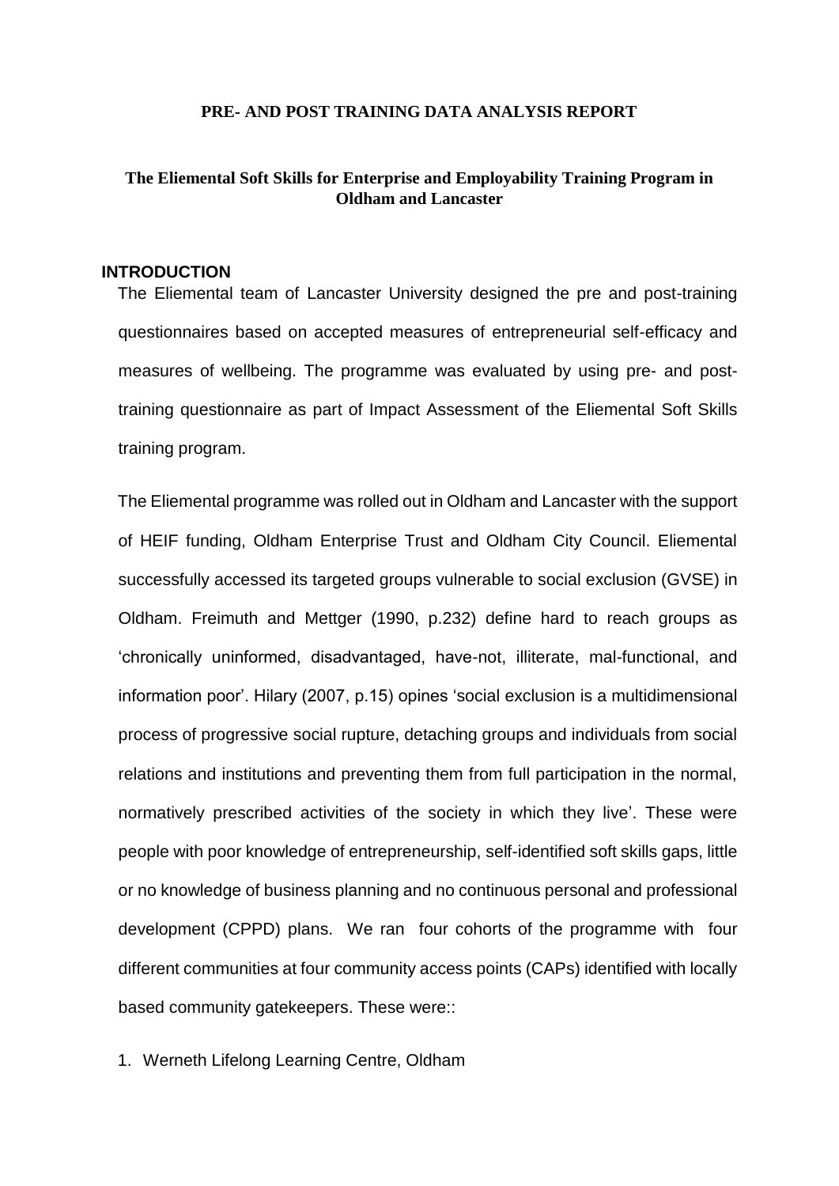**PRE- AND POST TRAINING DATA ANALYSIS REPORT**

**The Eliemental Soft Skills for Enterprise and Employability Training Program in Oldham and Lancaster**

## INTRODUCTION

The Eliemental team of Lancaster University designed the pre and post-training questionnaires based on accepted measures of entrepreneurial self-efficacy and measures of wellbeing. The programme was evaluated by using pre- and post-training questionnaire as part of Impact Assessment of the Eliemental Soft Skills training program.

The Eliemental programme was rolled out in Oldham and Lancaster with the support of HEIF funding, Oldham Enterprise Trust and Oldham City Council. Eliemental successfully accessed its targeted groups vulnerable to social exclusion (GVSE) in Oldham. Freimuth and Mettger (1990, p.232) define hard to reach groups as 'chronically uninformed, disadvantaged, have-not, illiterate, mal-functional, and information poor'. Hilary (2007, p.15) opines 'social exclusion is a multidimensional process of progressive social rupture, detaching groups and individuals from social relations and institutions and preventing them from full participation in the normal, normatively prescribed activities of the society in which they live'. These were people with poor knowledge of entrepreneurship, self-identified soft skills gaps, little or no knowledge of business planning and no continuous personal and professional development (CPPD) plans. We ran four cohorts of the programme with four different communities at four community access points (CAPs) identified with locally based community gatekeepers. These were::

1. Werneth Lifelong Learning Centre, Oldham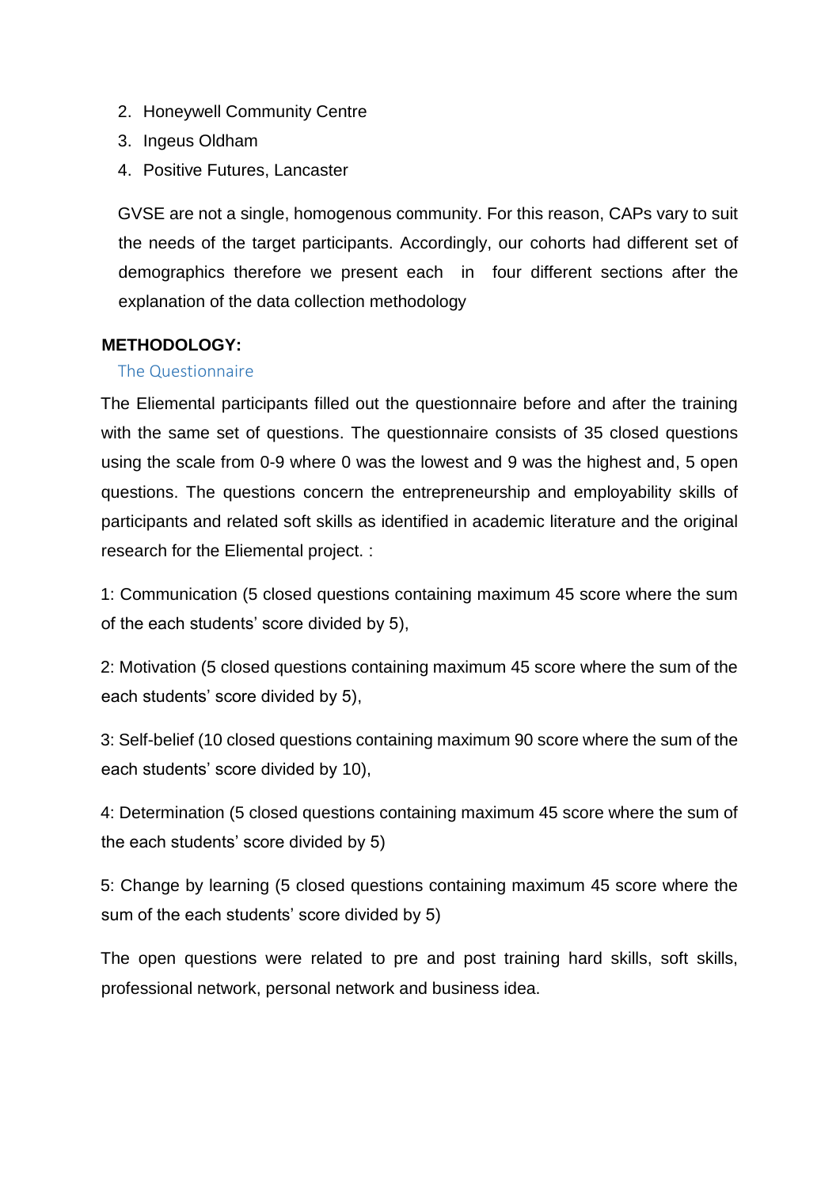2. Honeywell Community Centre
3. Ingeus Oldham
4. Positive Futures, Lancaster

GVSE are not a single, homogenous community. For this reason, CAPs vary to suit the needs of the target participants. Accordingly, our cohorts had different set of demographics therefore we present each in four different sections after the explanation of the data collection methodology

**METHODOLOGY:**

### The Questionnaire

The Eliemental participants filled out the questionnaire before and after the training with the same set of questions. The questionnaire consists of 35 closed questions using the scale from 0-9 where 0 was the lowest and 9 was the highest and, 5 open questions. The questions concern the entrepreneurship and employability skills of participants and related soft skills as identified in academic literature and the original research for the Eliemental project. :

1: Communication (5 closed questions containing maximum 45 score where the sum of the each students' score divided by 5),

2: Motivation (5 closed questions containing maximum 45 score where the sum of the each students' score divided by 5),

3: Self-belief (10 closed questions containing maximum 90 score where the sum of the each students' score divided by 10),

4: Determination (5 closed questions containing maximum 45 score where the sum of the each students' score divided by 5)

5: Change by learning (5 closed questions containing maximum 45 score where the sum of the each students' score divided by 5)

The open questions were related to pre and post training hard skills, soft skills, professional network, personal network and business idea.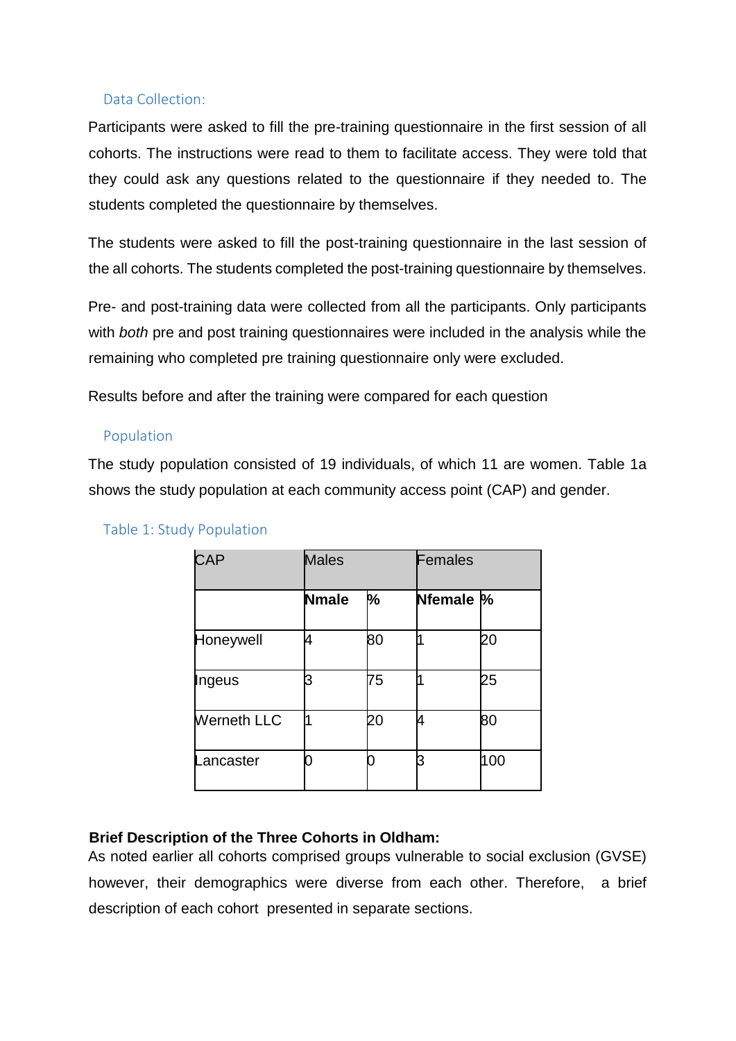## Data Collection:

Participants were asked to fill the pre-training questionnaire in the first session of all cohorts. The instructions were read to them to facilitate access. They were told that they could ask any questions related to the questionnaire if they needed to. The students completed the questionnaire by themselves.

The students were asked to fill the post-training questionnaire in the last session of the all cohorts. The students completed the post-training questionnaire by themselves.

Pre- and post-training data were collected from all the participants. Only participants with *both* pre and post training questionnaires were included in the analysis while the remaining who completed pre training questionnaire only were excluded.

Results before and after the training were compared for each question

## Population

The study population consisted of 19 individuals, of which 11 are women. Table 1a shows the study population at each community access point (CAP) and gender.

Table 1: Study Population

| CAP | Males | | Females | |
|---|---|---|---|---|
| | **Nmale** | **%** | **Nfemale** | **%** |
| Honeywell | 4 | 80 | 1 | 20 |
| Ingeus | 3 | 75 | 1 | 25 |
| Werneth LLC | 1 | 20 | 4 | 80 |
| Lancaster | 0 | 0 | 3 | 100 |

**Brief Description of the Three Cohorts in Oldham:**

As noted earlier all cohorts comprised groups vulnerable to social exclusion (GVSE) however, their demographics were diverse from each other. Therefore, a brief description of each cohort presented in separate sections.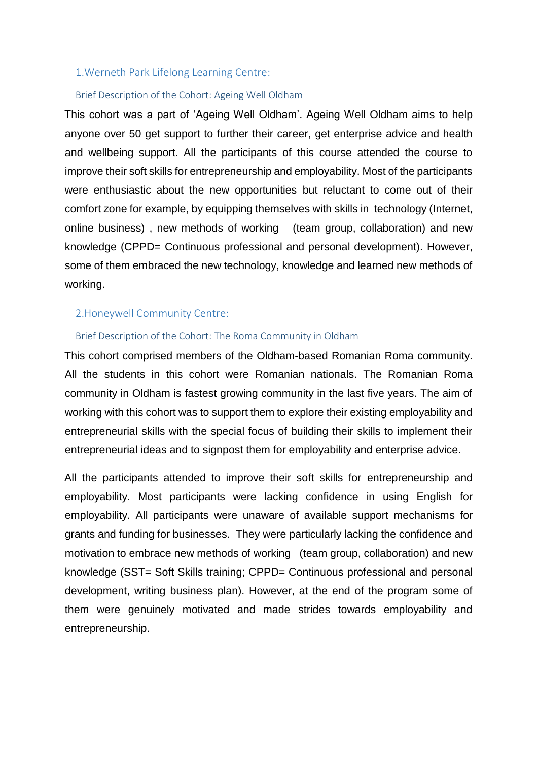## 1.Werneth Park Lifelong Learning Centre:

### Brief Description of the Cohort: Ageing Well Oldham

This cohort was a part of 'Ageing Well Oldham'. Ageing Well Oldham aims to help anyone over 50 get support to further their career, get enterprise advice and health and wellbeing support. All the participants of this course attended the course to improve their soft skills for entrepreneurship and employability. Most of the participants were enthusiastic about the new opportunities but reluctant to come out of their comfort zone for example, by equipping themselves with skills in technology (Internet, online business) , new methods of working (team group, collaboration) and new knowledge (CPPD= Continuous professional and personal development). However, some of them embraced the new technology, knowledge and learned new methods of working.

## 2.Honeywell Community Centre:

### Brief Description of the Cohort: The Roma Community in Oldham

This cohort comprised members of the Oldham-based Romanian Roma community. All the students in this cohort were Romanian nationals. The Romanian Roma community in Oldham is fastest growing community in the last five years. The aim of working with this cohort was to support them to explore their existing employability and entrepreneurial skills with the special focus of building their skills to implement their entrepreneurial ideas and to signpost them for employability and enterprise advice.

All the participants attended to improve their soft skills for entrepreneurship and employability. Most participants were lacking confidence in using English for employability. All participants were unaware of available support mechanisms for grants and funding for businesses. They were particularly lacking the confidence and motivation to embrace new methods of working (team group, collaboration) and new knowledge (SST= Soft Skills training; CPPD= Continuous professional and personal development, writing business plan). However, at the end of the program some of them were genuinely motivated and made strides towards employability and entrepreneurship.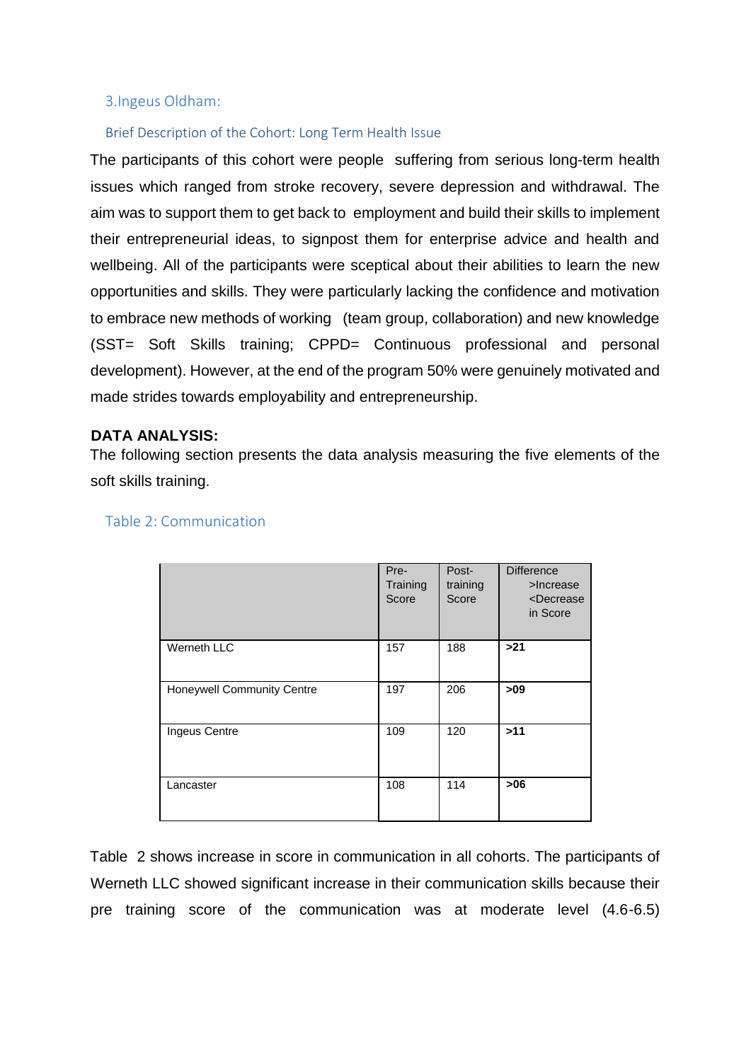### 3.Ingeus Oldham:

#### Brief Description of the Cohort: Long Term Health Issue

The participants of this cohort were people suffering from serious long-term health issues which ranged from stroke recovery, severe depression and withdrawal. The aim was to support them to get back to employment and build their skills to implement their entrepreneurial ideas, to signpost them for enterprise advice and health and wellbeing. All of the participants were sceptical about their abilities to learn the new opportunities and skills. They were particularly lacking the confidence and motivation to embrace new methods of working (team group, collaboration) and new knowledge (SST= Soft Skills training; CPPD= Continuous professional and personal development). However, at the end of the program 50% were genuinely motivated and made strides towards employability and entrepreneurship.

**DATA ANALYSIS:**

The following section presents the data analysis measuring the five elements of the soft skills training.

#### Table 2: Communication

| | Pre-Training Score | Post-training Score | Difference >Increase <Decrease in Score |
|---|---|---|---|
| Werneth LLC | 157 | 188 | **>21** |
| Honeywell Community Centre | 197 | 206 | **>09** |
| Ingeus Centre | 109 | 120 | **>11** |
| Lancaster | 108 | 114 | **>06** |

Table 2 shows increase in score in communication in all cohorts. The participants of Werneth LLC showed significant increase in their communication skills because their pre training score of the communication was at moderate level (4.6-6.5)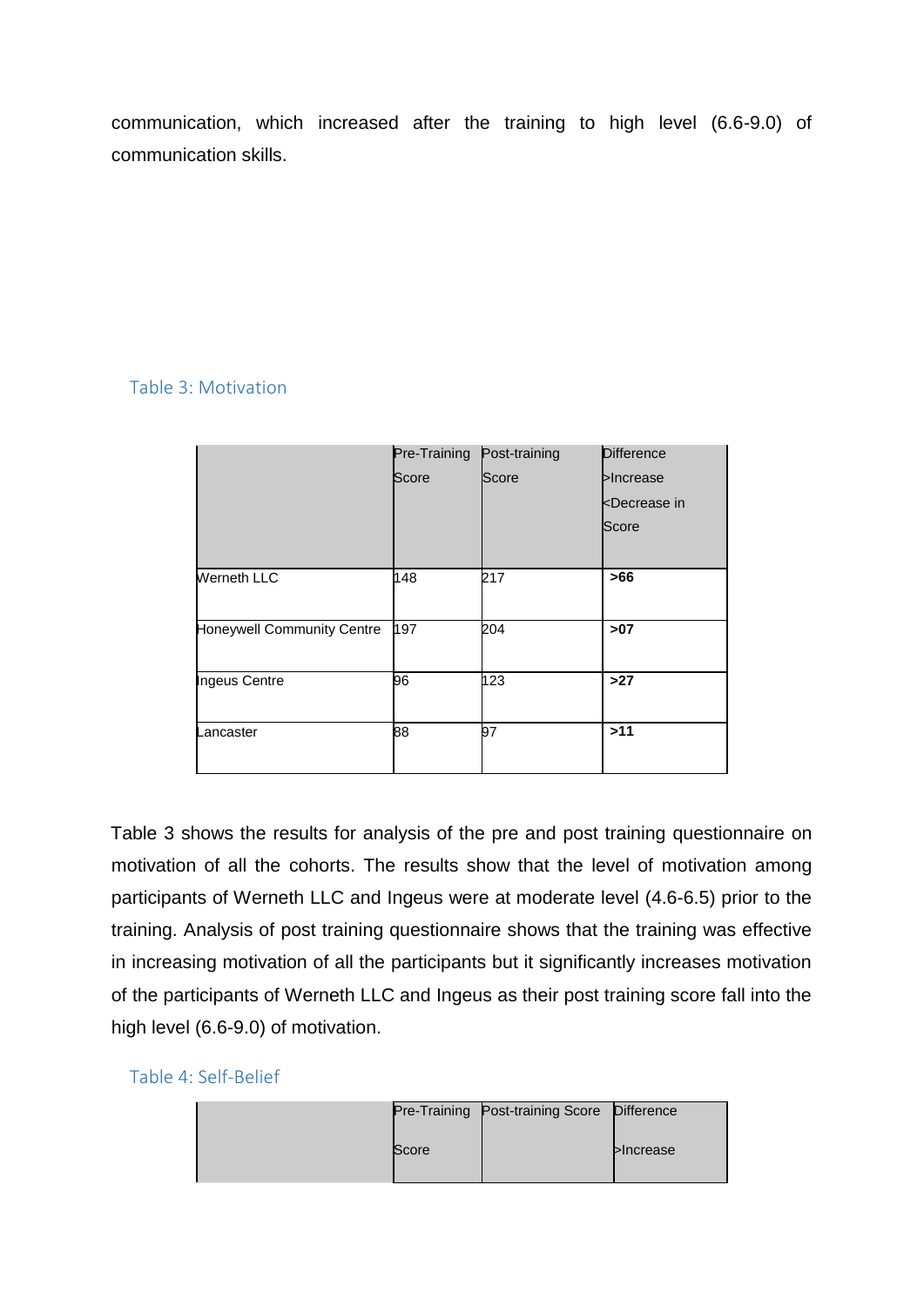communication, which increased after the training to high level (6.6-9.0) of communication skills.

### Table 3: Motivation

| | Pre-Training Score | Post-training Score | Difference >Increase <Decrease in Score |
|---|---|---|---|
| Werneth LLC | 148 | 217 | **>66** |
| Honeywell Community Centre | 197 | 204 | **>07** |
| Ingeus Centre | 96 | 123 | **>27** |
| Lancaster | 88 | 97 | **>11** |

Table 3 shows the results for analysis of the pre and post training questionnaire on motivation of all the cohorts. The results show that the level of motivation among participants of Werneth LLC and Ingeus were at moderate level (4.6-6.5) prior to the training. Analysis of post training questionnaire shows that the training was effective in increasing motivation of all the participants but it significantly increases motivation of the participants of Werneth LLC and Ingeus as their post training score fall into the high level (6.6-9.0) of motivation.

### Table 4: Self-Belief

| | Pre-Training Score | Post-training Score | Difference >Increase |
|---|---|---|---|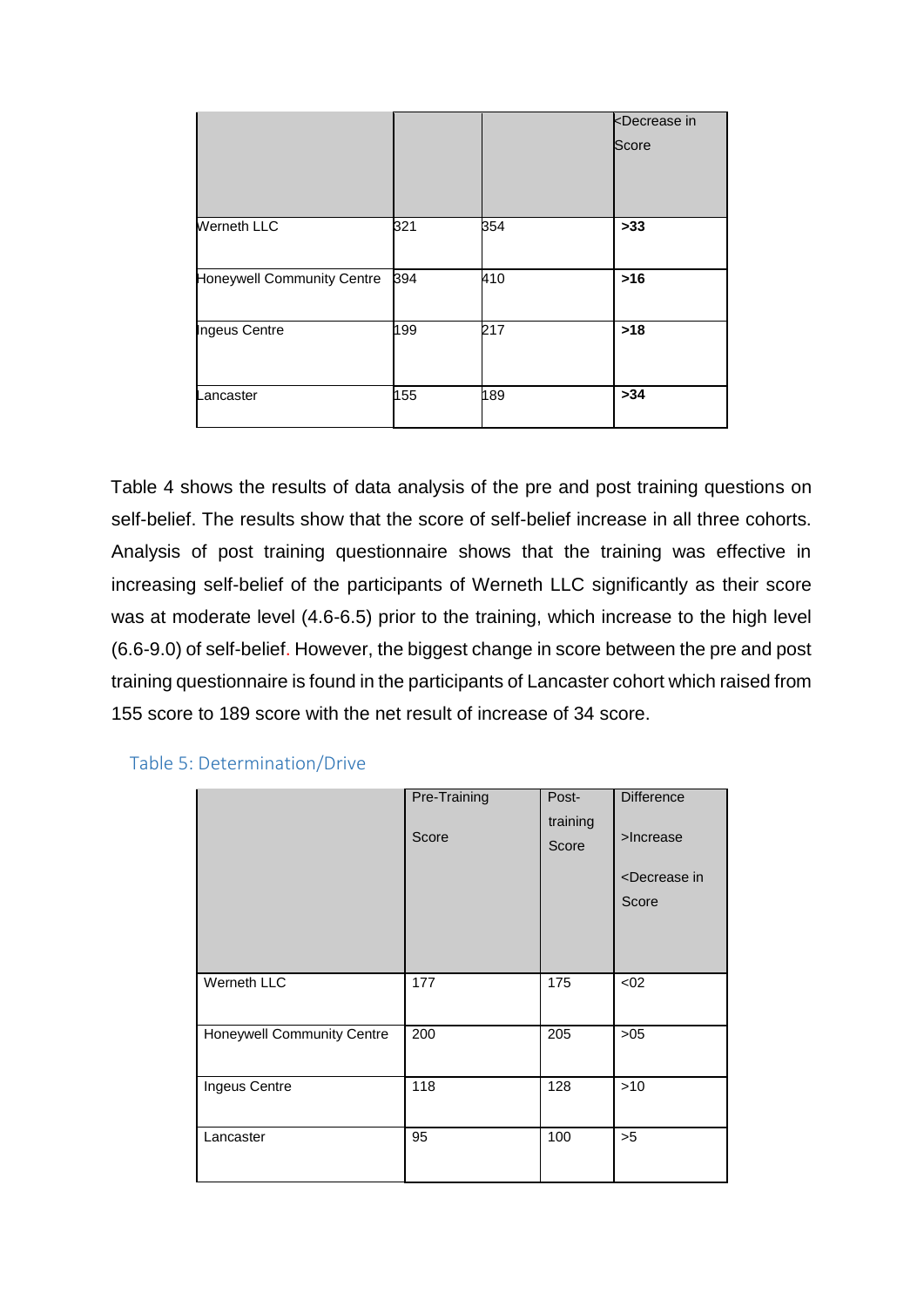| | | | <Decrease in Score |
|---|---|---|---|
| Werneth LLC | 321 | 354 | **>33** |
| Honeywell Community Centre | 394 | 410 | **>16** |
| Ingeus Centre | 199 | 217 | **>18** |
| Lancaster | 155 | 189 | **>34** |

Table 4 shows the results of data analysis of the pre and post training questions on self-belief. The results show that the score of self-belief increase in all three cohorts. Analysis of post training questionnaire shows that the training was effective in increasing self-belief of the participants of Werneth LLC significantly as their score was at moderate level (4.6-6.5) prior to the training, which increase to the high level (6.6-9.0) of self-belief. However, the biggest change in score between the pre and post training questionnaire is found in the participants of Lancaster cohort which raised from 155 score to 189 score with the net result of increase of 34 score.

Table 5: Determination/Drive

| | Pre-Training Score | Post-training Score | Difference >Increase <Decrease in Score |
|---|---|---|---|
| Werneth LLC | 177 | 175 | <02 |
| Honeywell Community Centre | 200 | 205 | >05 |
| Ingeus Centre | 118 | 128 | >10 |
| Lancaster | 95 | 100 | >5 |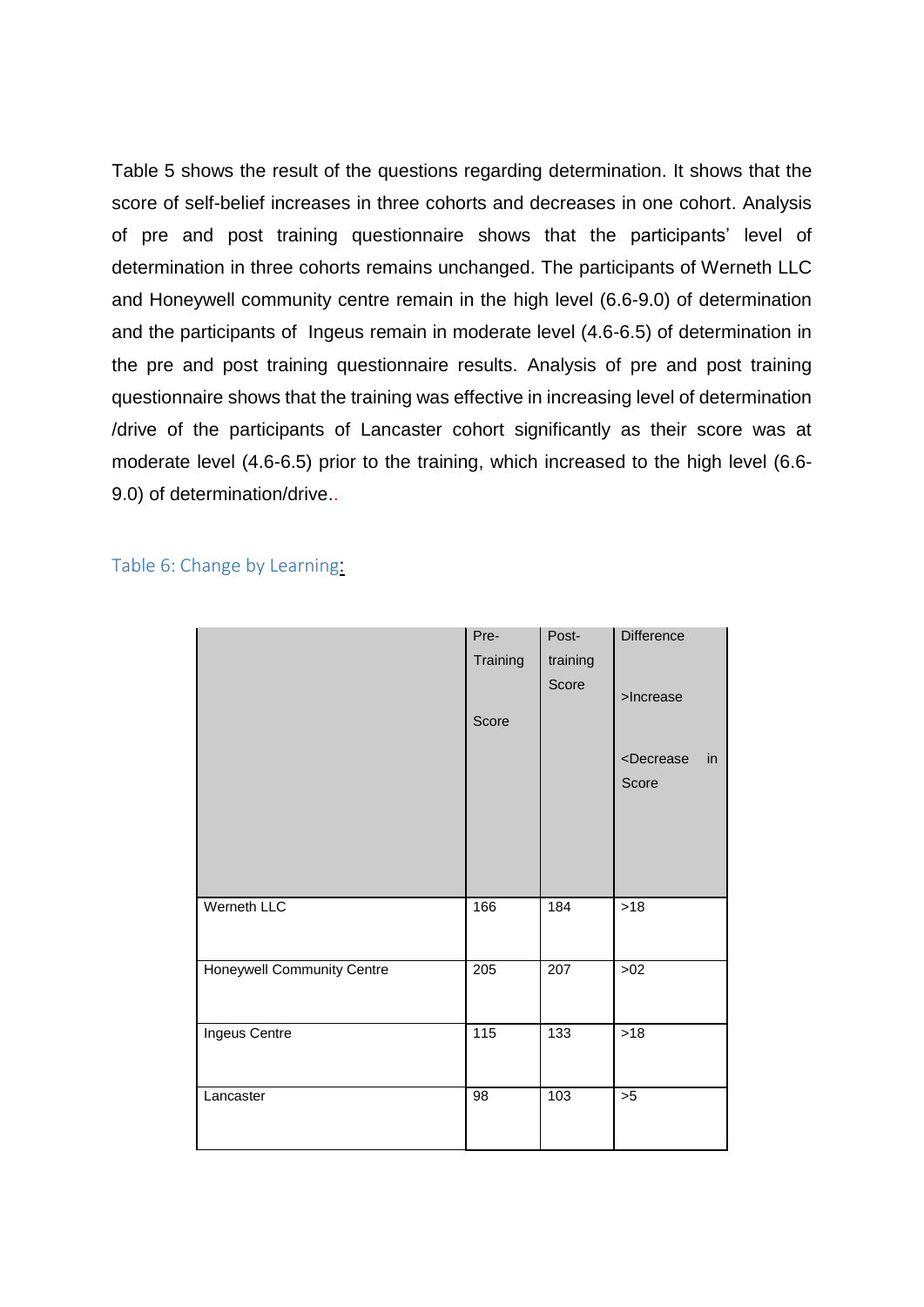Table 5 shows the result of the questions regarding determination. It shows that the score of self-belief increases in three cohorts and decreases in one cohort. Analysis of pre and post training questionnaire shows that the participants' level of determination in three cohorts remains unchanged. The participants of Werneth LLC and Honeywell community centre remain in the high level (6.6-9.0) of determination and the participants of Ingeus remain in moderate level (4.6-6.5) of determination in the pre and post training questionnaire results. Analysis of pre and post training questionnaire shows that the training was effective in increasing level of determination /drive of the participants of Lancaster cohort significantly as their score was at moderate level (4.6-6.5) prior to the training, which increased to the high level (6.6-9.0) of determination/drive..

Table 6: Change by Learning:

| | Pre-Training Score | Post-training Score | Difference >Increase <Decrease in Score |
|---|---|---|---|
| Werneth LLC | 166 | 184 | >18 |
| Honeywell Community Centre | 205 | 207 | >02 |
| Ingeus Centre | 115 | 133 | >18 |
| Lancaster | 98 | 103 | >5 |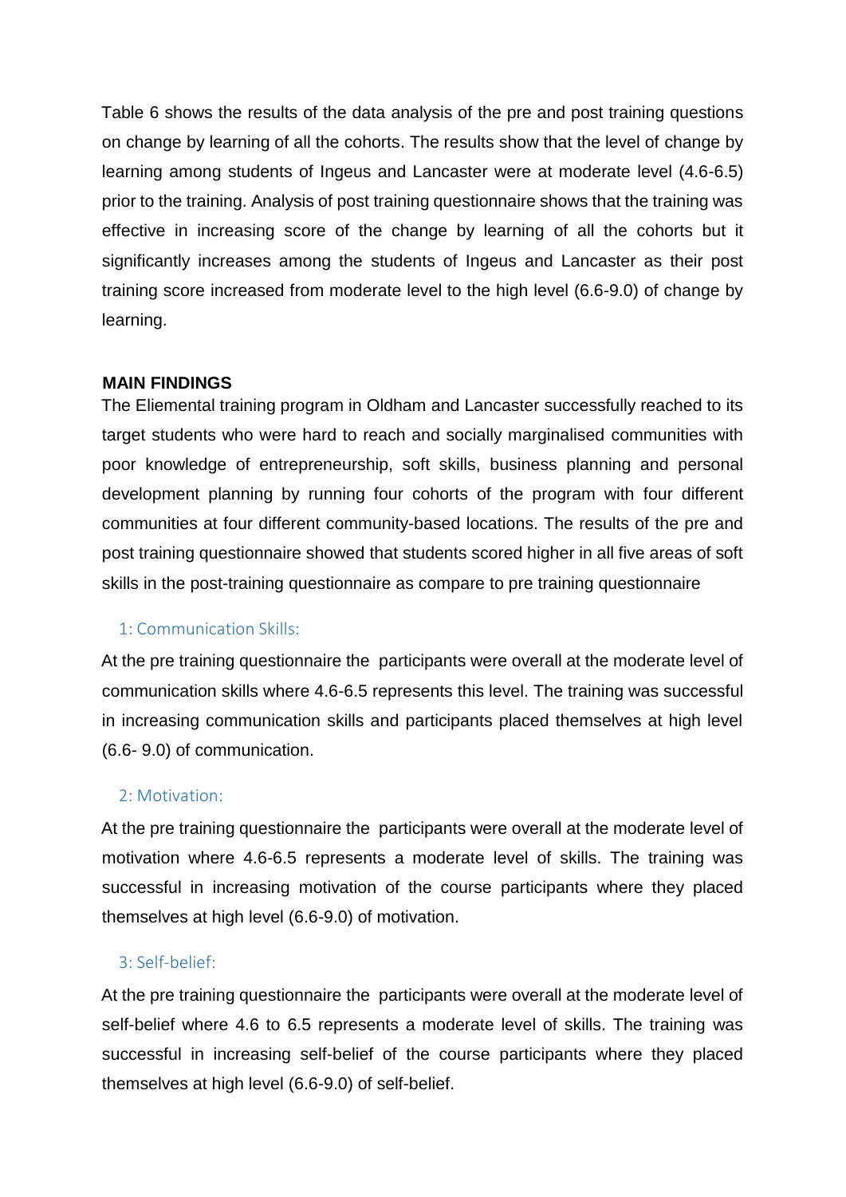Table 6 shows the results of the data analysis of the pre and post training questions on change by learning of all the cohorts. The results show that the level of change by learning among students of Ingeus and Lancaster were at moderate level (4.6-6.5) prior to the training. Analysis of post training questionnaire shows that the training was effective in increasing score of the change by learning of all the cohorts but it significantly increases among the students of Ingeus and Lancaster as their post training score increased from moderate level to the high level (6.6-9.0) of change by learning.

## MAIN FINDINGS

The Eliemental training program in Oldham and Lancaster successfully reached to its target students who were hard to reach and socially marginalised communities with poor knowledge of entrepreneurship, soft skills, business planning and personal development planning by running four cohorts of the program with four different communities at four different community-based locations. The results of the pre and post training questionnaire showed that students scored higher in all five areas of soft skills in the post-training questionnaire as compare to pre training questionnaire

### 1: Communication Skills:

At the pre training questionnaire the participants were overall at the moderate level of communication skills where 4.6-6.5 represents this level. The training was successful in increasing communication skills and participants placed themselves at high level (6.6- 9.0) of communication.

### 2: Motivation:

At the pre training questionnaire the participants were overall at the moderate level of motivation where 4.6-6.5 represents a moderate level of skills. The training was successful in increasing motivation of the course participants where they placed themselves at high level (6.6-9.0) of motivation.

### 3: Self-belief:

At the pre training questionnaire the participants were overall at the moderate level of self-belief where 4.6 to 6.5 represents a moderate level of skills. The training was successful in increasing self-belief of the course participants where they placed themselves at high level (6.6-9.0) of self-belief.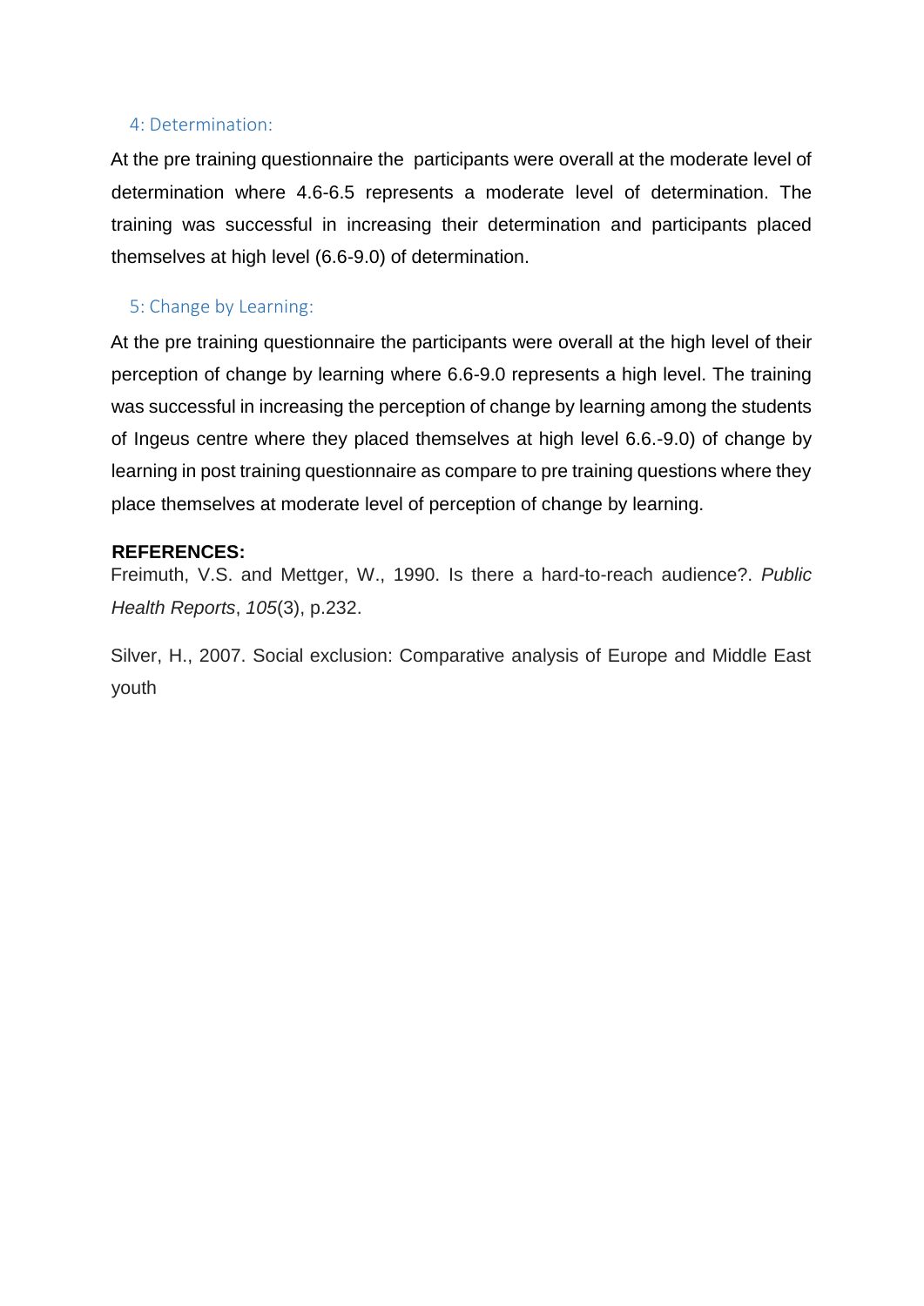### 4: Determination:

At the pre training questionnaire the participants were overall at the moderate level of determination where 4.6-6.5 represents a moderate level of determination. The training was successful in increasing their determination and participants placed themselves at high level (6.6-9.0) of determination.

### 5: Change by Learning:

At the pre training questionnaire the participants were overall at the high level of their perception of change by learning where 6.6-9.0 represents a high level. The training was successful in increasing the perception of change by learning among the students of Ingeus centre where they placed themselves at high level 6.6.-9.0) of change by learning in post training questionnaire as compare to pre training questions where they place themselves at moderate level of perception of change by learning.

**REFERENCES:**

Freimuth, V.S. and Mettger, W., 1990. Is there a hard-to-reach audience?. *Public Health Reports*, *105*(3), p.232.

Silver, H., 2007. Social exclusion: Comparative analysis of Europe and Middle East youth